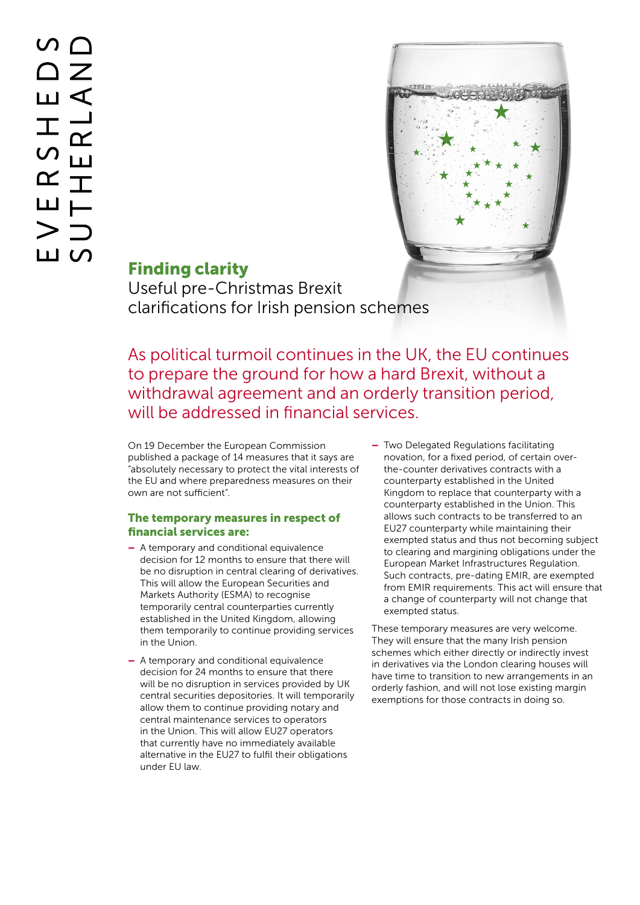EVERSHEDS SUTHERLAND

# Finding clarity

## Useful pre-Christmas Brexit clarifications for Irish pension schemes

As political turmoil continues in the UK, the EU continues to prepare the ground for how a hard Brexit, without a withdrawal agreement and an orderly transition period, will be addressed in financial services.

On 19 December the European Commission published a package of 14 measures that it says are "absolutely necessary to protect the vital interests of the EU and where preparedness measures on their own are not sufficient".

### The temporary measures in respect of financial services are:

- A temporary and conditional equivalence decision for 12 months to ensure that there will be no disruption in central clearing of derivatives. This will allow the European Securities and Markets Authority (ESMA) to recognise temporarily central counterparties currently established in the United Kingdom, allowing them temporarily to continue providing services in the Union.
- A temporary and conditional equivalence decision for 24 months to ensure that there will be no disruption in services provided by UK central securities depositories. It will temporarily allow them to continue providing notary and central maintenance services to operators in the Union. This will allow EU27 operators that currently have no immediately available alternative in the EU27 to fulfil their obligations under EU law.
- Two Delegated Regulations facilitating novation, for a fixed period, of certain over-the-counter derivatives contracts with a counterparty established in the United Kingdom to replace that counterparty with a counterparty established in the Union. This allows such contracts to be transferred to an EU27 counterparty while maintaining their exempted status and thus not becoming subject to clearing and margining obligations under the European Market Infrastructures Regulation. Such contracts, pre-dating EMIR, are exempted from EMIR requirements. This act will ensure that a change of counterparty will not change that exempted status.

These temporary measures are very welcome. They will ensure that the many Irish pension schemes which either directly or indirectly invest in derivatives via the London clearing houses will have time to transition to new arrangements in an orderly fashion, and will not lose existing margin exemptions for those contracts in doing so.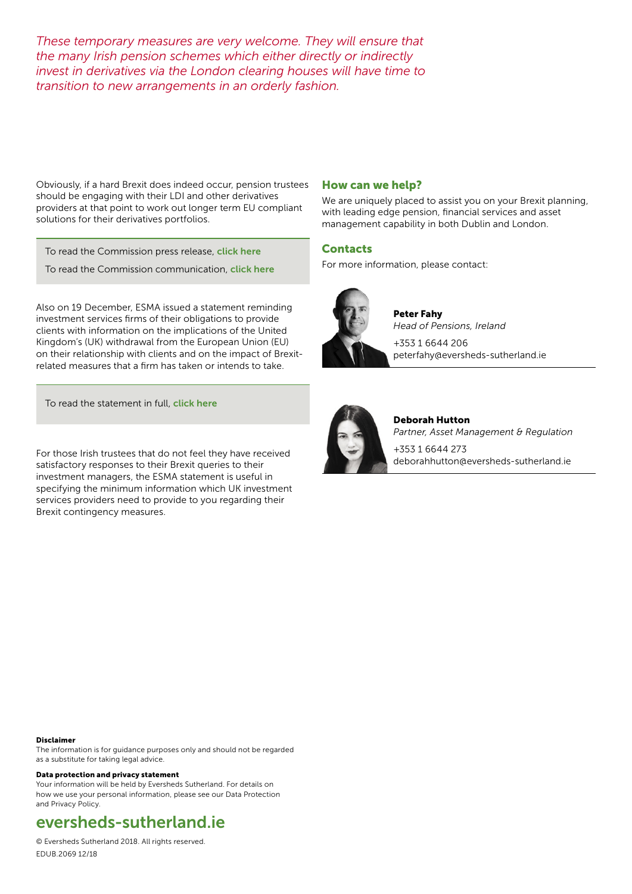*These temporary measures are very welcome. They will ensure that the many Irish pension schemes which either directly or indirectly invest in derivatives via the London clearing houses will have time to transition to new arrangements in an orderly fashion.*

Obviously, if a hard Brexit does indeed occur, pension trustees should be engaging with their LDI and other derivatives providers at that point to work out longer term EU compliant solutions for their derivatives portfolios.

To read the Commission press release, **click here**

To read the Commission communication, **click here**

Also on 19 December, ESMA issued a statement reminding investment services firms of their obligations to provide clients with information on the implications of the United Kingdom's (UK) withdrawal from the European Union (EU) on their relationship with clients and on the impact of Brexit-related measures that a firm has taken or intends to take.

To read the statement in full, **click here**

For those Irish trustees that do not feel they have received satisfactory responses to their Brexit queries to their investment managers, the ESMA statement is useful in specifying the minimum information which UK investment services providers need to provide to you regarding their Brexit contingency measures.

## How can we help?

We are uniquely placed to assist you on your Brexit planning, with leading edge pension, financial services and asset management capability in both Dublin and London.

## Contacts

For more information, please contact:

**Peter Fahy**
*Head of Pensions, Ireland*
+353 1 6644 206
peterfahy@eversheds-sutherland.ie

**Deborah Hutton**
*Partner, Asset Management & Regulation*
+353 1 6644 273
deborahhutton@eversheds-sutherland.ie

**Disclaimer**
The information is for guidance purposes only and should not be regarded as a substitute for taking legal advice.

**Data protection and privacy statement**
Your information will be held by Eversheds Sutherland. For details on how we use your personal information, please see our Data Protection and Privacy Policy.

**eversheds-sutherland.ie**

© Eversheds Sutherland 2018. All rights reserved.
EDUB.2069 12/18